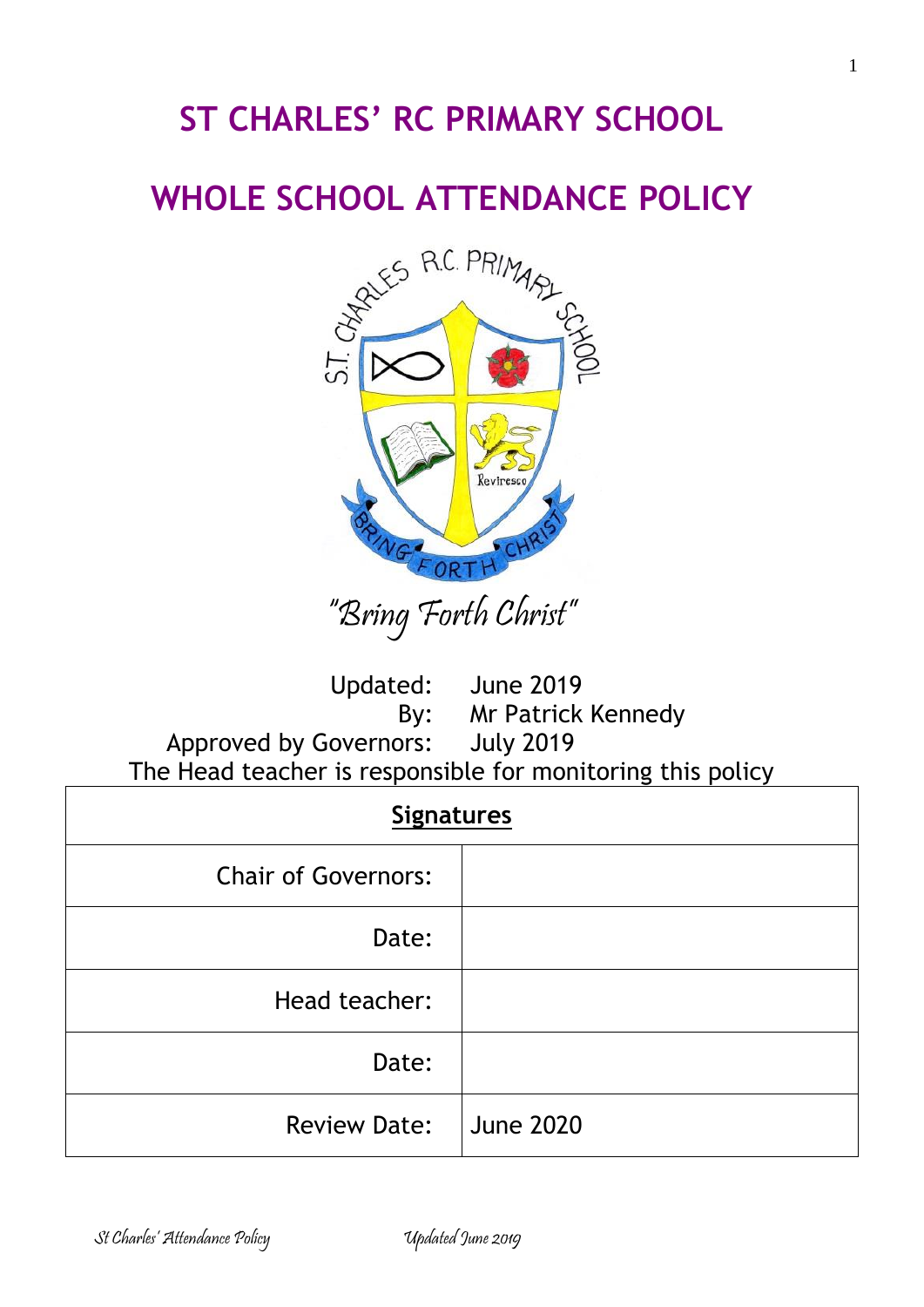# ST CHARLES' RC PRIMARY SCHOOL

# WHOLE SCHOOL ATTENDANCE POLICY

"Bring Forth Christ"

Updated: June 2019
By: Mr Patrick Kennedy
Approved by Governors: July 2019
The Head teacher is responsible for monitoring this policy

| **Signatures** | |
|---|---|
| Chair of Governors: | |
| Date: | |
| Head teacher: | |
| Date: | |
| Review Date: | June 2020 |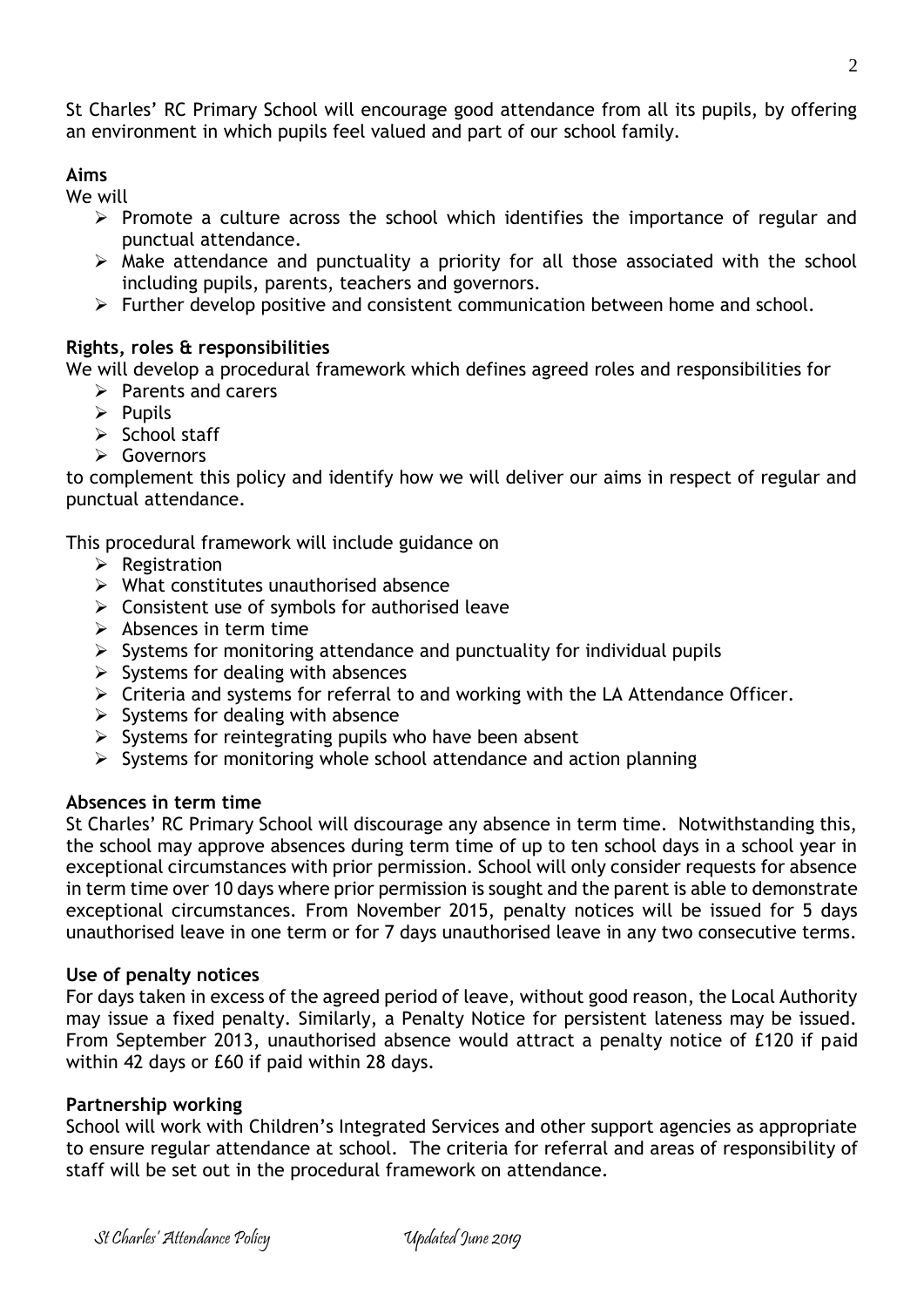St Charles' RC Primary School will encourage good attendance from all its pupils, by offering an environment in which pupils feel valued and part of our school family.

**Aims**

We will

- Promote a culture across the school which identifies the importance of regular and punctual attendance.
- Make attendance and punctuality a priority for all those associated with the school including pupils, parents, teachers and governors.
- Further develop positive and consistent communication between home and school.

**Rights, roles & responsibilities**

We will develop a procedural framework which defines agreed roles and responsibilities for

- Parents and carers
- Pupils
- School staff
- Governors

to complement this policy and identify how we will deliver our aims in respect of regular and punctual attendance.

This procedural framework will include guidance on

- Registration
- What constitutes unauthorised absence
- Consistent use of symbols for authorised leave
- Absences in term time
- Systems for monitoring attendance and punctuality for individual pupils
- Systems for dealing with absences
- Criteria and systems for referral to and working with the LA Attendance Officer.
- Systems for dealing with absence
- Systems for reintegrating pupils who have been absent
- Systems for monitoring whole school attendance and action planning

**Absences in term time**

St Charles' RC Primary School will discourage any absence in term time. Notwithstanding this, the school may approve absences during term time of up to ten school days in a school year in exceptional circumstances with prior permission. School will only consider requests for absence in term time over 10 days where prior permission is sought and the parent is able to demonstrate exceptional circumstances. From November 2015, penalty notices will be issued for 5 days unauthorised leave in one term or for 7 days unauthorised leave in any two consecutive terms.

**Use of penalty notices**

For days taken in excess of the agreed period of leave, without good reason, the Local Authority may issue a fixed penalty. Similarly, a Penalty Notice for persistent lateness may be issued. From September 2013, unauthorised absence would attract a penalty notice of £120 if paid within 42 days or £60 if paid within 28 days.

**Partnership working**

School will work with Children's Integrated Services and other support agencies as appropriate to ensure regular attendance at school. The criteria for referral and areas of responsibility of staff will be set out in the procedural framework on attendance.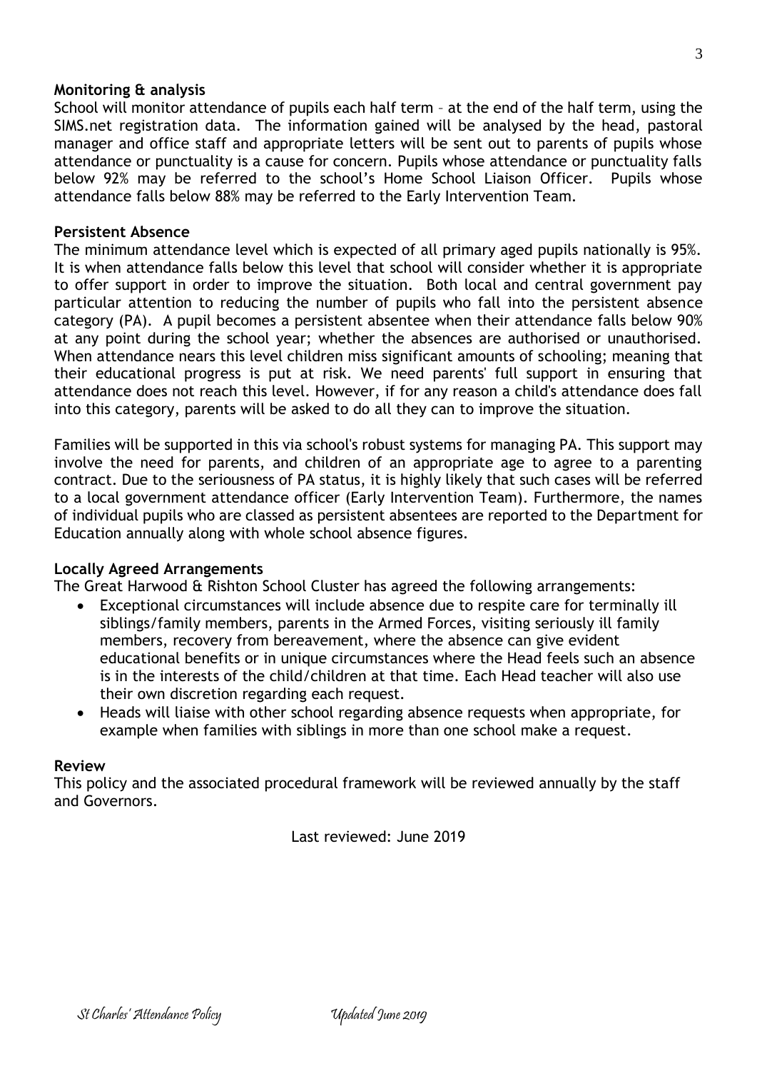**Monitoring & analysis**

School will monitor attendance of pupils each half term – at the end of the half term, using the SIMS.net registration data. The information gained will be analysed by the head, pastoral manager and office staff and appropriate letters will be sent out to parents of pupils whose attendance or punctuality is a cause for concern. Pupils whose attendance or punctuality falls below 92% may be referred to the school's Home School Liaison Officer. Pupils whose attendance falls below 88% may be referred to the Early Intervention Team.

**Persistent Absence**

The minimum attendance level which is expected of all primary aged pupils nationally is 95%. It is when attendance falls below this level that school will consider whether it is appropriate to offer support in order to improve the situation. Both local and central government pay particular attention to reducing the number of pupils who fall into the persistent absence category (PA). A pupil becomes a persistent absentee when their attendance falls below 90% at any point during the school year; whether the absences are authorised or unauthorised. When attendance nears this level children miss significant amounts of schooling; meaning that their educational progress is put at risk. We need parents' full support in ensuring that attendance does not reach this level. However, if for any reason a child's attendance does fall into this category, parents will be asked to do all they can to improve the situation.

Families will be supported in this via school's robust systems for managing PA. This support may involve the need for parents, and children of an appropriate age to agree to a parenting contract. Due to the seriousness of PA status, it is highly likely that such cases will be referred to a local government attendance officer (Early Intervention Team). Furthermore, the names of individual pupils who are classed as persistent absentees are reported to the Department for Education annually along with whole school absence figures.

**Locally Agreed Arrangements**

The Great Harwood & Rishton School Cluster has agreed the following arrangements:

- Exceptional circumstances will include absence due to respite care for terminally ill siblings/family members, parents in the Armed Forces, visiting seriously ill family members, recovery from bereavement, where the absence can give evident educational benefits or in unique circumstances where the Head feels such an absence is in the interests of the child/children at that time. Each Head teacher will also use their own discretion regarding each request.
- Heads will liaise with other school regarding absence requests when appropriate, for example when families with siblings in more than one school make a request.

**Review**

This policy and the associated procedural framework will be reviewed annually by the staff and Governors.

Last reviewed: June 2019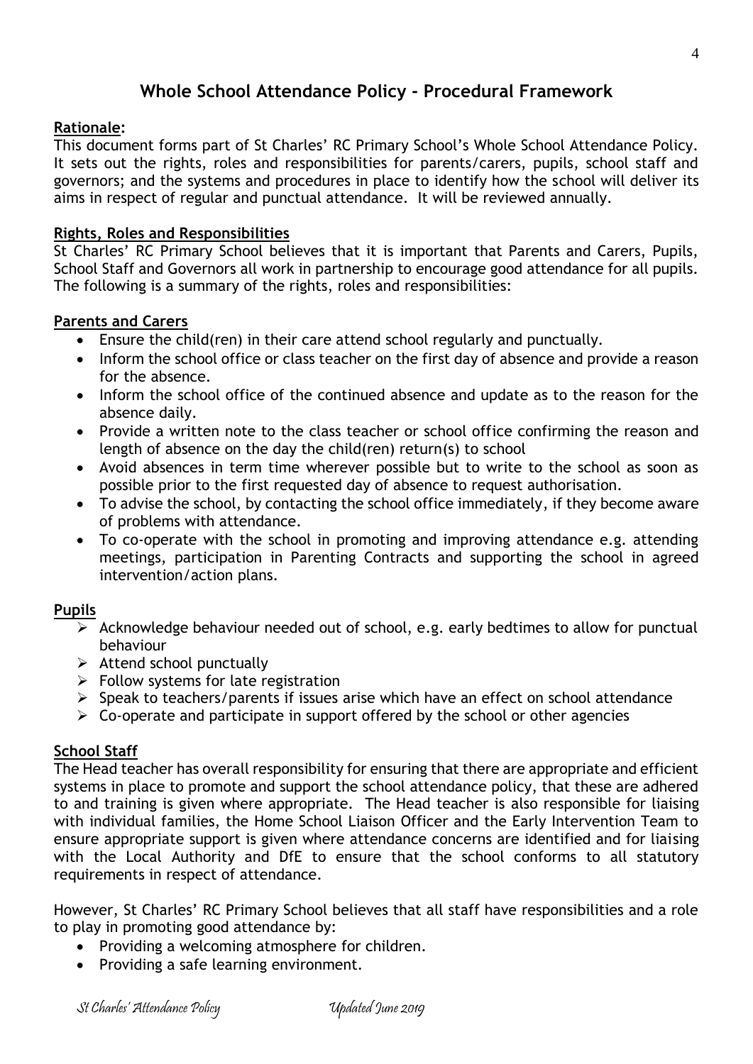# Whole School Attendance Policy - Procedural Framework

**Rationale:**

This document forms part of St Charles' RC Primary School's Whole School Attendance Policy. It sets out the rights, roles and responsibilities for parents/carers, pupils, school staff and governors; and the systems and procedures in place to identify how the school will deliver its aims in respect of regular and punctual attendance. It will be reviewed annually.

**Rights, Roles and Responsibilities**

St Charles' RC Primary School believes that it is important that Parents and Carers, Pupils, School Staff and Governors all work in partnership to encourage good attendance for all pupils. The following is a summary of the rights, roles and responsibilities:

**Parents and Carers**

- Ensure the child(ren) in their care attend school regularly and punctually.
- Inform the school office or class teacher on the first day of absence and provide a reason for the absence.
- Inform the school office of the continued absence and update as to the reason for the absence daily.
- Provide a written note to the class teacher or school office confirming the reason and length of absence on the day the child(ren) return(s) to school
- Avoid absences in term time wherever possible but to write to the school as soon as possible prior to the first requested day of absence to request authorisation.
- To advise the school, by contacting the school office immediately, if they become aware of problems with attendance.
- To co-operate with the school in promoting and improving attendance e.g. attending meetings, participation in Parenting Contracts and supporting the school in agreed intervention/action plans.

**Pupils**

- Acknowledge behaviour needed out of school, e.g. early bedtimes to allow for punctual behaviour
- Attend school punctually
- Follow systems for late registration
- Speak to teachers/parents if issues arise which have an effect on school attendance
- Co-operate and participate in support offered by the school or other agencies

**School Staff**

The Head teacher has overall responsibility for ensuring that there are appropriate and efficient systems in place to promote and support the school attendance policy, that these are adhered to and training is given where appropriate. The Head teacher is also responsible for liaising with individual families, the Home School Liaison Officer and the Early Intervention Team to ensure appropriate support is given where attendance concerns are identified and for liaising with the Local Authority and DfE to ensure that the school conforms to all statutory requirements in respect of attendance.

However, St Charles' RC Primary School believes that all staff have responsibilities and a role to play in promoting good attendance by:

- Providing a welcoming atmosphere for children.
- Providing a safe learning environment.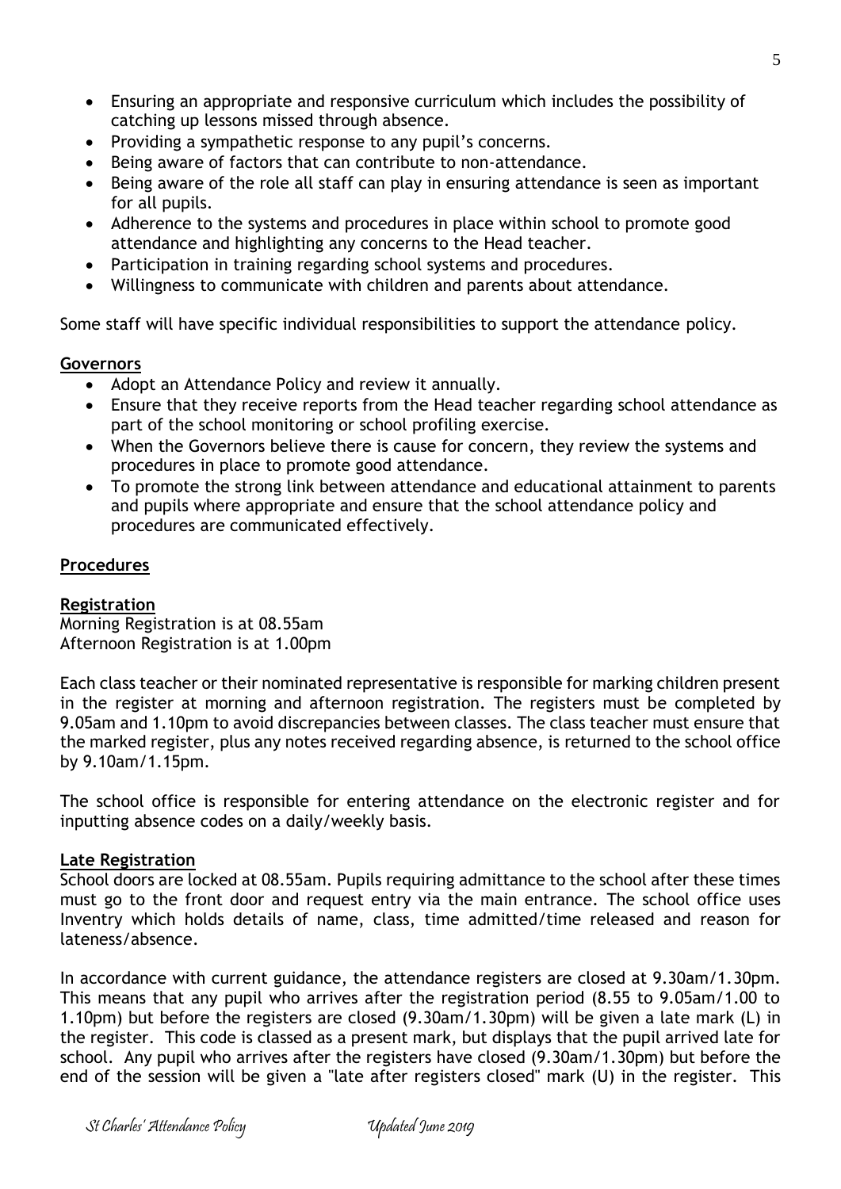- Ensuring an appropriate and responsive curriculum which includes the possibility of catching up lessons missed through absence.
- Providing a sympathetic response to any pupil's concerns.
- Being aware of factors that can contribute to non-attendance.
- Being aware of the role all staff can play in ensuring attendance is seen as important for all pupils.
- Adherence to the systems and procedures in place within school to promote good attendance and highlighting any concerns to the Head teacher.
- Participation in training regarding school systems and procedures.
- Willingness to communicate with children and parents about attendance.

Some staff will have specific individual responsibilities to support the attendance policy.

**Governors**

- Adopt an Attendance Policy and review it annually.
- Ensure that they receive reports from the Head teacher regarding school attendance as part of the school monitoring or school profiling exercise.
- When the Governors believe there is cause for concern, they review the systems and procedures in place to promote good attendance.
- To promote the strong link between attendance and educational attainment to parents and pupils where appropriate and ensure that the school attendance policy and procedures are communicated effectively.

## Procedures

**Registration**

Morning Registration is at 08.55am
Afternoon Registration is at 1.00pm

Each class teacher or their nominated representative is responsible for marking children present in the register at morning and afternoon registration. The registers must be completed by 9.05am and 1.10pm to avoid discrepancies between classes. The class teacher must ensure that the marked register, plus any notes received regarding absence, is returned to the school office by 9.10am/1.15pm.

The school office is responsible for entering attendance on the electronic register and for inputting absence codes on a daily/weekly basis.

**Late Registration**

School doors are locked at 08.55am. Pupils requiring admittance to the school after these times must go to the front door and request entry via the main entrance. The school office uses Inventry which holds details of name, class, time admitted/time released and reason for lateness/absence.

In accordance with current guidance, the attendance registers are closed at 9.30am/1.30pm. This means that any pupil who arrives after the registration period (8.55 to 9.05am/1.00 to 1.10pm) but before the registers are closed (9.30am/1.30pm) will be given a late mark (L) in the register. This code is classed as a present mark, but displays that the pupil arrived late for school. Any pupil who arrives after the registers have closed (9.30am/1.30pm) but before the end of the session will be given a "late after registers closed" mark (U) in the register. This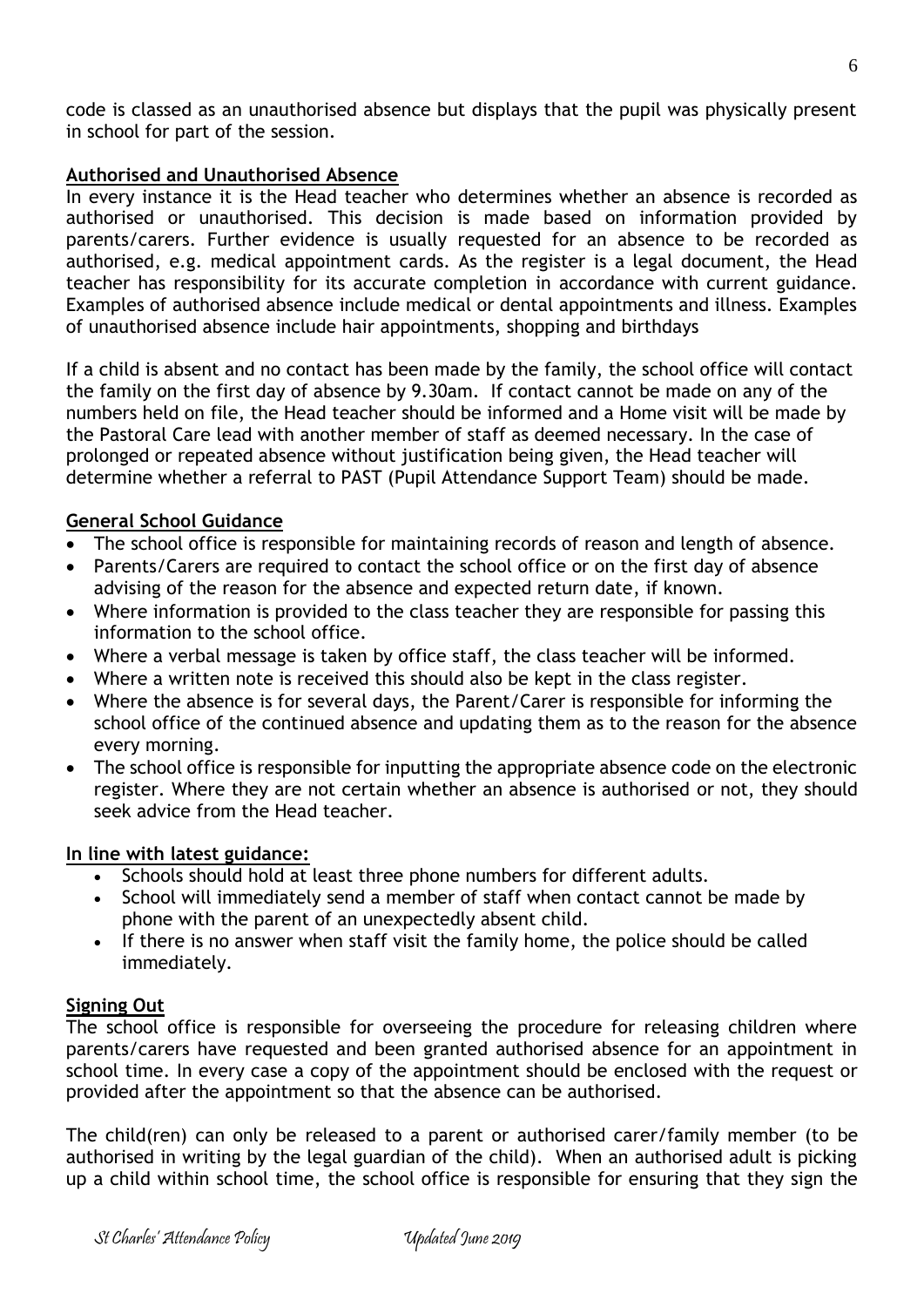code is classed as an unauthorised absence but displays that the pupil was physically present in school for part of the session.

**Authorised and Unauthorised Absence**

In every instance it is the Head teacher who determines whether an absence is recorded as authorised or unauthorised. This decision is made based on information provided by parents/carers. Further evidence is usually requested for an absence to be recorded as authorised, e.g. medical appointment cards. As the register is a legal document, the Head teacher has responsibility for its accurate completion in accordance with current guidance. Examples of authorised absence include medical or dental appointments and illness. Examples of unauthorised absence include hair appointments, shopping and birthdays

If a child is absent and no contact has been made by the family, the school office will contact the family on the first day of absence by 9.30am. If contact cannot be made on any of the numbers held on file, the Head teacher should be informed and a Home visit will be made by the Pastoral Care lead with another member of staff as deemed necessary. In the case of prolonged or repeated absence without justification being given, the Head teacher will determine whether a referral to PAST (Pupil Attendance Support Team) should be made.

**General School Guidance**

- The school office is responsible for maintaining records of reason and length of absence.
- Parents/Carers are required to contact the school office or on the first day of absence advising of the reason for the absence and expected return date, if known.
- Where information is provided to the class teacher they are responsible for passing this information to the school office.
- Where a verbal message is taken by office staff, the class teacher will be informed.
- Where a written note is received this should also be kept in the class register.
- Where the absence is for several days, the Parent/Carer is responsible for informing the school office of the continued absence and updating them as to the reason for the absence every morning.
- The school office is responsible for inputting the appropriate absence code on the electronic register. Where they are not certain whether an absence is authorised or not, they should seek advice from the Head teacher.

**In line with latest guidance:**

- Schools should hold at least three phone numbers for different adults.
- School will immediately send a member of staff when contact cannot be made by phone with the parent of an unexpectedly absent child.
- If there is no answer when staff visit the family home, the police should be called immediately.

**Signing Out**

The school office is responsible for overseeing the procedure for releasing children where parents/carers have requested and been granted authorised absence for an appointment in school time. In every case a copy of the appointment should be enclosed with the request or provided after the appointment so that the absence can be authorised.

The child(ren) can only be released to a parent or authorised carer/family member (to be authorised in writing by the legal guardian of the child). When an authorised adult is picking up a child within school time, the school office is responsible for ensuring that they sign the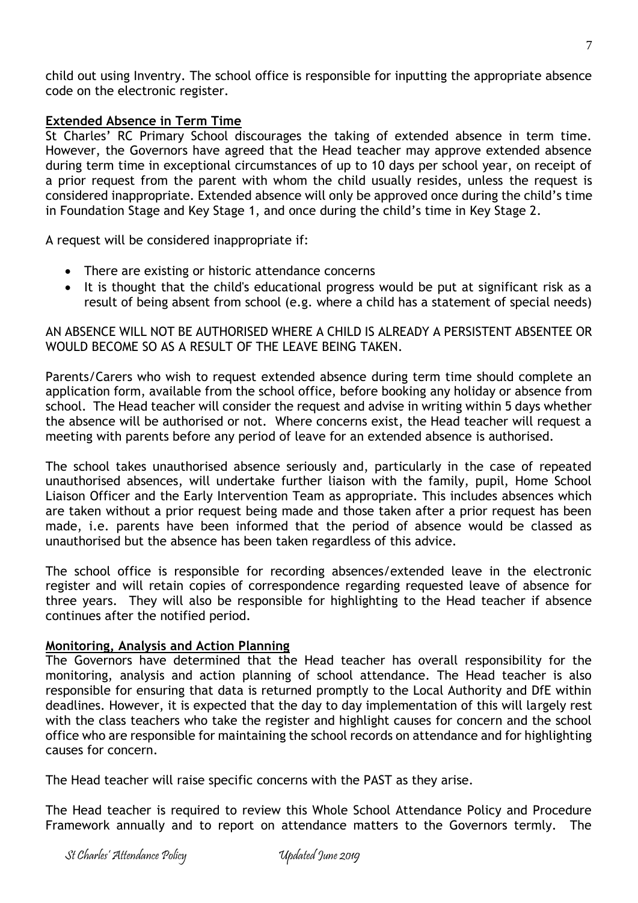child out using Inventry. The school office is responsible for inputting the appropriate absence code on the electronic register.

## Extended Absence in Term Time

St Charles' RC Primary School discourages the taking of extended absence in term time. However, the Governors have agreed that the Head teacher may approve extended absence during term time in exceptional circumstances of up to 10 days per school year, on receipt of a prior request from the parent with whom the child usually resides, unless the request is considered inappropriate. Extended absence will only be approved once during the child's time in Foundation Stage and Key Stage 1, and once during the child's time in Key Stage 2.

A request will be considered inappropriate if:

- There are existing or historic attendance concerns
- It is thought that the child's educational progress would be put at significant risk as a result of being absent from school (e.g. where a child has a statement of special needs)

AN ABSENCE WILL NOT BE AUTHORISED WHERE A CHILD IS ALREADY A PERSISTENT ABSENTEE OR WOULD BECOME SO AS A RESULT OF THE LEAVE BEING TAKEN.

Parents/Carers who wish to request extended absence during term time should complete an application form, available from the school office, before booking any holiday or absence from school. The Head teacher will consider the request and advise in writing within 5 days whether the absence will be authorised or not. Where concerns exist, the Head teacher will request a meeting with parents before any period of leave for an extended absence is authorised.

The school takes unauthorised absence seriously and, particularly in the case of repeated unauthorised absences, will undertake further liaison with the family, pupil, Home School Liaison Officer and the Early Intervention Team as appropriate. This includes absences which are taken without a prior request being made and those taken after a prior request has been made, i.e. parents have been informed that the period of absence would be classed as unauthorised but the absence has been taken regardless of this advice.

The school office is responsible for recording absences/extended leave in the electronic register and will retain copies of correspondence regarding requested leave of absence for three years. They will also be responsible for highlighting to the Head teacher if absence continues after the notified period.

## Monitoring, Analysis and Action Planning

The Governors have determined that the Head teacher has overall responsibility for the monitoring, analysis and action planning of school attendance. The Head teacher is also responsible for ensuring that data is returned promptly to the Local Authority and DfE within deadlines. However, it is expected that the day to day implementation of this will largely rest with the class teachers who take the register and highlight causes for concern and the school office who are responsible for maintaining the school records on attendance and for highlighting causes for concern.

The Head teacher will raise specific concerns with the PAST as they arise.

The Head teacher is required to review this Whole School Attendance Policy and Procedure Framework annually and to report on attendance matters to the Governors termly. The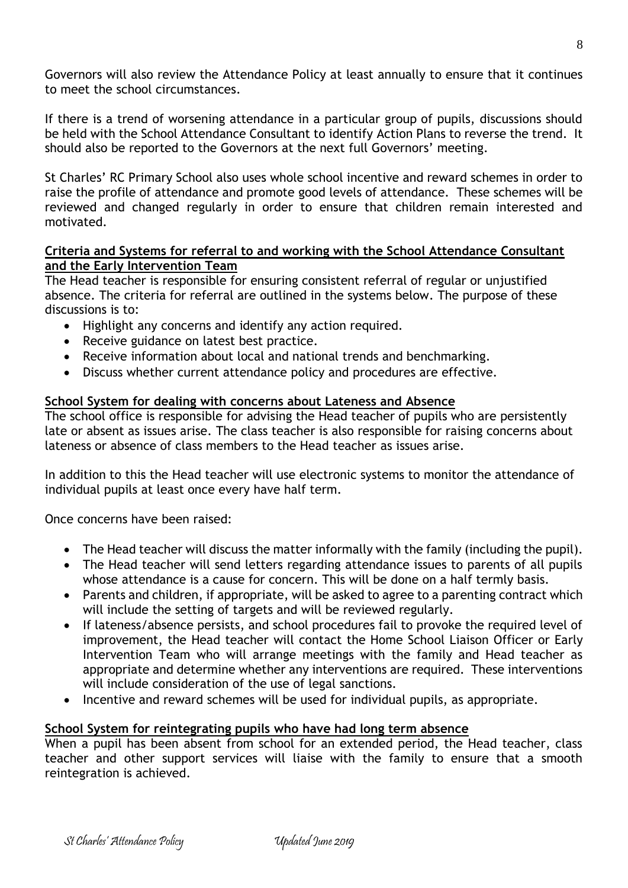Governors will also review the Attendance Policy at least annually to ensure that it continues to meet the school circumstances.

If there is a trend of worsening attendance in a particular group of pupils, discussions should be held with the School Attendance Consultant to identify Action Plans to reverse the trend. It should also be reported to the Governors at the next full Governors' meeting.

St Charles' RC Primary School also uses whole school incentive and reward schemes in order to raise the profile of attendance and promote good levels of attendance. These schemes will be reviewed and changed regularly in order to ensure that children remain interested and motivated.

**Criteria and Systems for referral to and working with the School Attendance Consultant and the Early Intervention Team**

The Head teacher is responsible for ensuring consistent referral of regular or unjustified absence. The criteria for referral are outlined in the systems below. The purpose of these discussions is to:

- Highlight any concerns and identify any action required.
- Receive guidance on latest best practice.
- Receive information about local and national trends and benchmarking.
- Discuss whether current attendance policy and procedures are effective.

**School System for dealing with concerns about Lateness and Absence**

The school office is responsible for advising the Head teacher of pupils who are persistently late or absent as issues arise. The class teacher is also responsible for raising concerns about lateness or absence of class members to the Head teacher as issues arise.

In addition to this the Head teacher will use electronic systems to monitor the attendance of individual pupils at least once every have half term.

Once concerns have been raised:

- The Head teacher will discuss the matter informally with the family (including the pupil).
- The Head teacher will send letters regarding attendance issues to parents of all pupils whose attendance is a cause for concern. This will be done on a half termly basis.
- Parents and children, if appropriate, will be asked to agree to a parenting contract which will include the setting of targets and will be reviewed regularly.
- If lateness/absence persists, and school procedures fail to provoke the required level of improvement, the Head teacher will contact the Home School Liaison Officer or Early Intervention Team who will arrange meetings with the family and Head teacher as appropriate and determine whether any interventions are required. These interventions will include consideration of the use of legal sanctions.
- Incentive and reward schemes will be used for individual pupils, as appropriate.

**School System for reintegrating pupils who have had long term absence**

When a pupil has been absent from school for an extended period, the Head teacher, class teacher and other support services will liaise with the family to ensure that a smooth reintegration is achieved.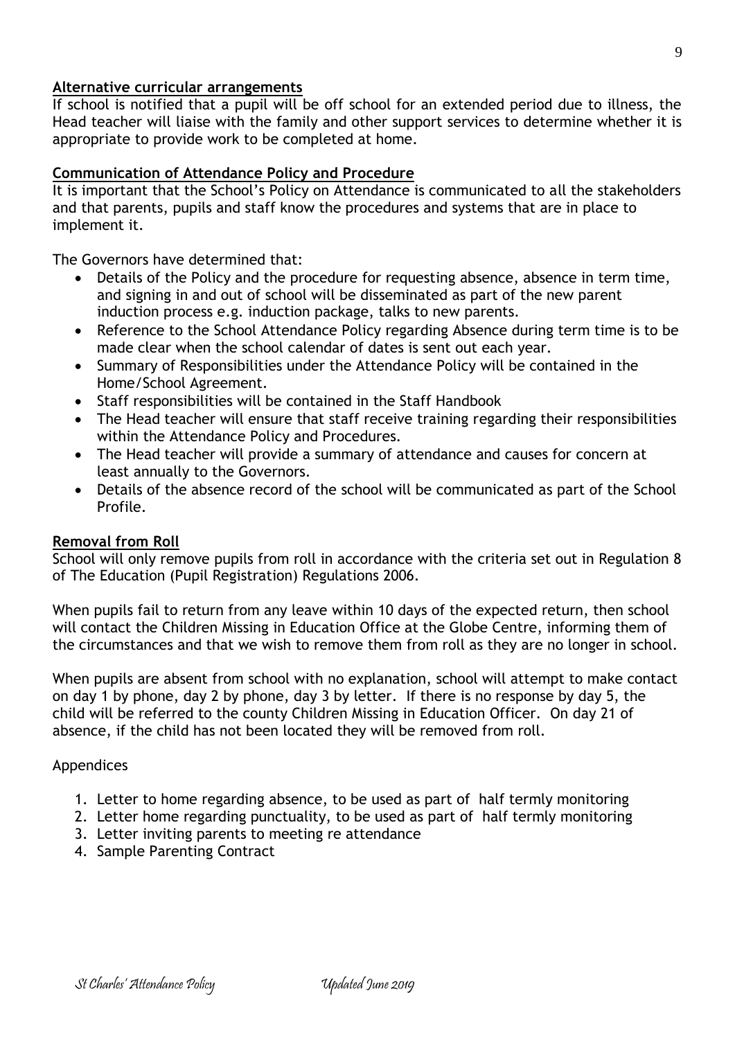**Alternative curricular arrangements**

If school is notified that a pupil will be off school for an extended period due to illness, the Head teacher will liaise with the family and other support services to determine whether it is appropriate to provide work to be completed at home.

**Communication of Attendance Policy and Procedure**

It is important that the School's Policy on Attendance is communicated to all the stakeholders and that parents, pupils and staff know the procedures and systems that are in place to implement it.

The Governors have determined that:

- Details of the Policy and the procedure for requesting absence, absence in term time, and signing in and out of school will be disseminated as part of the new parent induction process e.g. induction package, talks to new parents.
- Reference to the School Attendance Policy regarding Absence during term time is to be made clear when the school calendar of dates is sent out each year.
- Summary of Responsibilities under the Attendance Policy will be contained in the Home/School Agreement.
- Staff responsibilities will be contained in the Staff Handbook
- The Head teacher will ensure that staff receive training regarding their responsibilities within the Attendance Policy and Procedures.
- The Head teacher will provide a summary of attendance and causes for concern at least annually to the Governors.
- Details of the absence record of the school will be communicated as part of the School Profile.

**Removal from Roll**

School will only remove pupils from roll in accordance with the criteria set out in Regulation 8 of The Education (Pupil Registration) Regulations 2006.

When pupils fail to return from any leave within 10 days of the expected return, then school will contact the Children Missing in Education Office at the Globe Centre, informing them of the circumstances and that we wish to remove them from roll as they are no longer in school.

When pupils are absent from school with no explanation, school will attempt to make contact on day 1 by phone, day 2 by phone, day 3 by letter. If there is no response by day 5, the child will be referred to the county Children Missing in Education Officer. On day 21 of absence, if the child has not been located they will be removed from roll.

Appendices

1. Letter to home regarding absence, to be used as part of half termly monitoring
2. Letter home regarding punctuality, to be used as part of half termly monitoring
3. Letter inviting parents to meeting re attendance
4. Sample Parenting Contract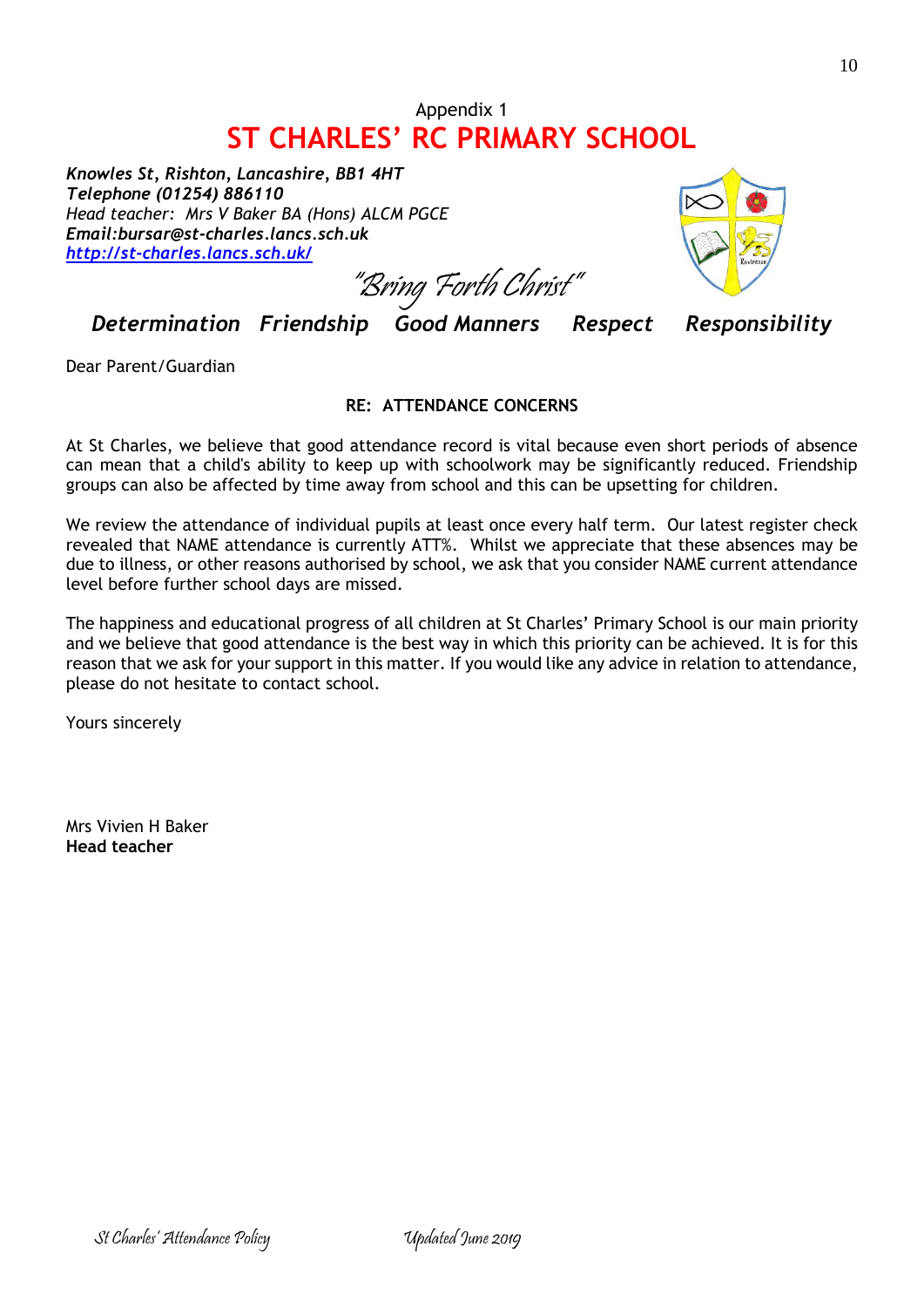Appendix 1

# ST CHARLES' RC PRIMARY SCHOOL

***Knowles St, Rishton, Lancashire, BB1 4HT***
***Telephone (01254) 886110***
*Head teacher: Mrs V Baker BA (Hons) ALCM PGCE*
***Email:bursar@st-charles.lancs.sch.uk***
***[http://st-charles.lancs.sch.uk/](http://st-charles.lancs.sch.uk/)***

*"Bring Forth Christ"*

***Determination Friendship Good Manners Respect Responsibility***

Dear Parent/Guardian

**RE: ATTENDANCE CONCERNS**

At St Charles, we believe that good attendance record is vital because even short periods of absence can mean that a child's ability to keep up with schoolwork may be significantly reduced. Friendship groups can also be affected by time away from school and this can be upsetting for children.

We review the attendance of individual pupils at least once every half term. Our latest register check revealed that NAME attendance is currently ATT%. Whilst we appreciate that these absences may be due to illness, or other reasons authorised by school, we ask that you consider NAME current attendance level before further school days are missed.

The happiness and educational progress of all children at St Charles' Primary School is our main priority and we believe that good attendance is the best way in which this priority can be achieved. It is for this reason that we ask for your support in this matter. If you would like any advice in relation to attendance, please do not hesitate to contact school.

Yours sincerely

Mrs Vivien H Baker
**Head teacher**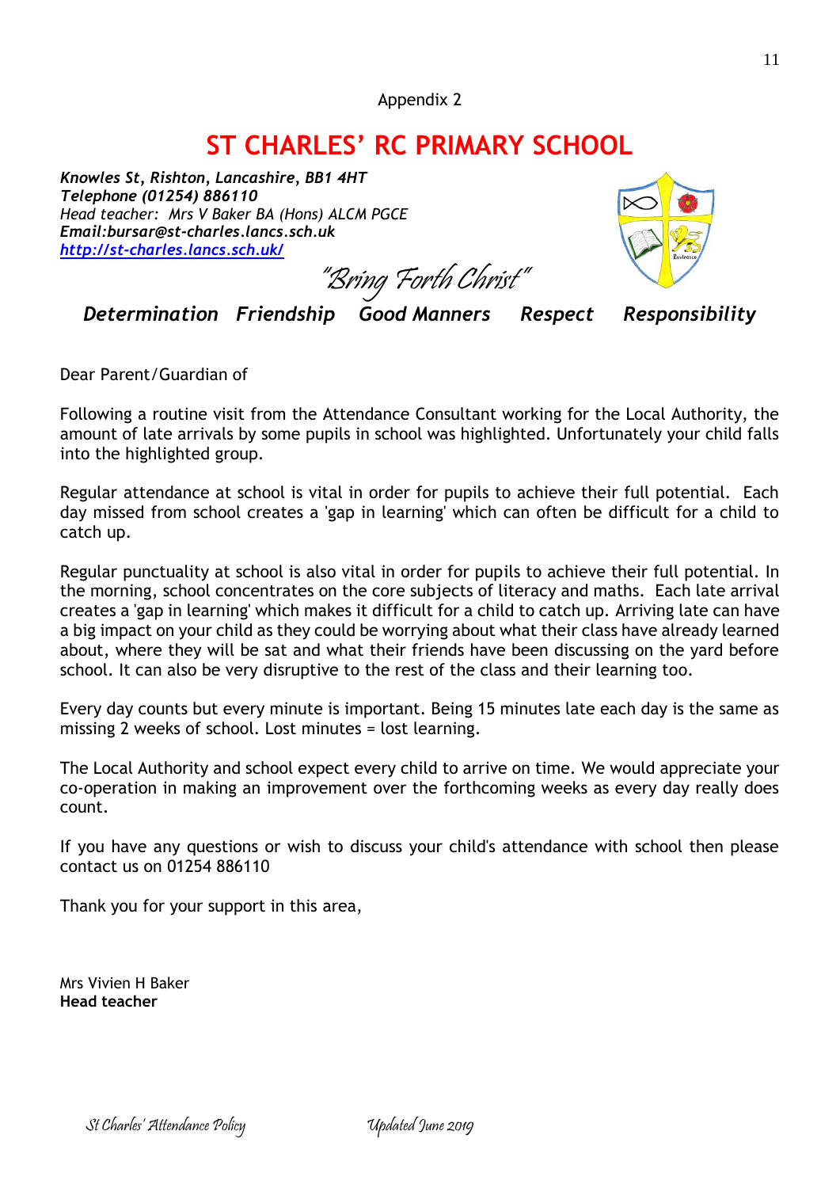Appendix 2

# ST CHARLES' RC PRIMARY SCHOOL

***Knowles St, Rishton, Lancashire, BB1 4HT***
***Telephone (01254) 886110***
*Head teacher: Mrs V Baker BA (Hons) ALCM PGCE*
***Email:bursar@st-charles.lancs.sch.uk***
***http://st-charles.lancs.sch.uk/***

*"Bring Forth Christ"*

***Determination Friendship Good Manners Respect Responsibility***

Dear Parent/Guardian of

Following a routine visit from the Attendance Consultant working for the Local Authority, the amount of late arrivals by some pupils in school was highlighted. Unfortunately your child falls into the highlighted group.

Regular attendance at school is vital in order for pupils to achieve their full potential. Each day missed from school creates a 'gap in learning' which can often be difficult for a child to catch up.

Regular punctuality at school is also vital in order for pupils to achieve their full potential. In the morning, school concentrates on the core subjects of literacy and maths. Each late arrival creates a 'gap in learning' which makes it difficult for a child to catch up. Arriving late can have a big impact on your child as they could be worrying about what their class have already learned about, where they will be sat and what their friends have been discussing on the yard before school. It can also be very disruptive to the rest of the class and their learning too.

Every day counts but every minute is important. Being 15 minutes late each day is the same as missing 2 weeks of school. Lost minutes = lost learning.

The Local Authority and school expect every child to arrive on time. We would appreciate your co-operation in making an improvement over the forthcoming weeks as every day really does count.

If you have any questions or wish to discuss your child's attendance with school then please contact us on 01254 886110

Thank you for your support in this area,

Mrs Vivien H Baker
**Head teacher**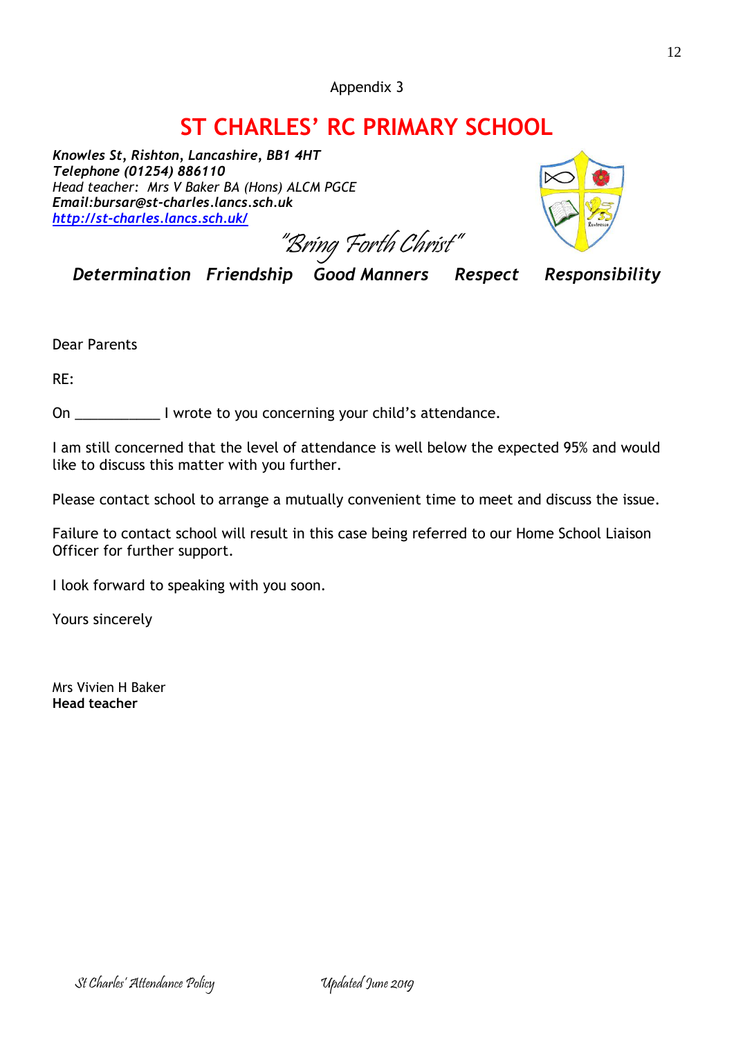Appendix 3

# ST CHARLES' RC PRIMARY SCHOOL

***Knowles St, Rishton, Lancashire, BB1 4HT***
***Telephone (01254) 886110***
*Head teacher: Mrs V Baker BA (Hons) ALCM PGCE*
***Email:bursar@st-charles.lancs.sch.uk***
***http://st-charles.lancs.sch.uk/***

*"Bring Forth Christ"*

***Determination Friendship Good Manners Respect Responsibility***

Dear Parents

RE:

On ___________ I wrote to you concerning your child's attendance.

I am still concerned that the level of attendance is well below the expected 95% and would like to discuss this matter with you further.

Please contact school to arrange a mutually convenient time to meet and discuss the issue.

Failure to contact school will result in this case being referred to our Home School Liaison Officer for further support.

I look forward to speaking with you soon.

Yours sincerely

Mrs Vivien H Baker
**Head teacher**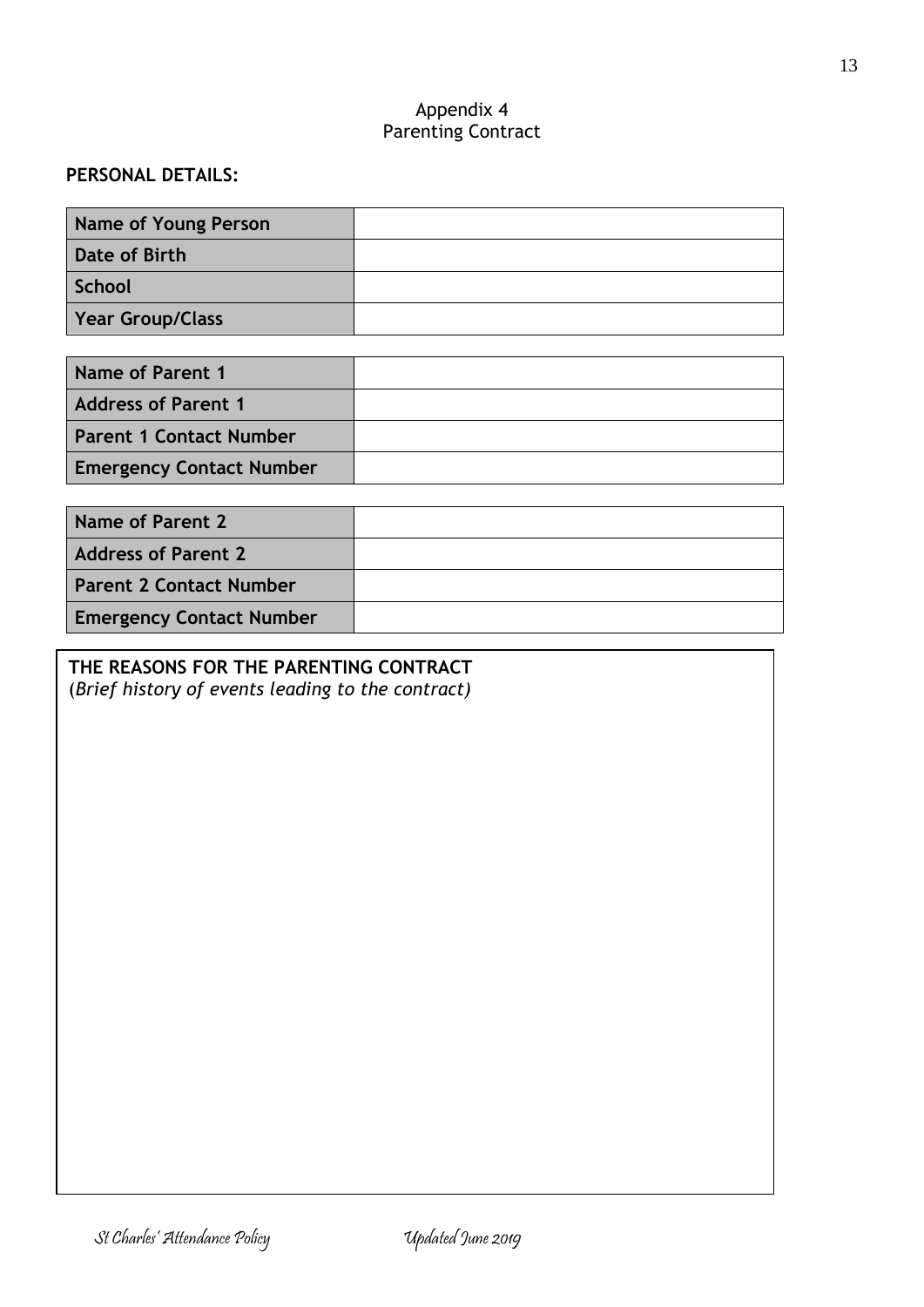# Appendix 4
## Parenting Contract

**PERSONAL DETAILS:**

| | |
|---|---|
| **Name of Young Person** | |
| **Date of Birth** | |
| **School** | |
| **Year Group/Class** | |

| | |
|---|---|
| **Name of Parent 1** | |
| **Address of Parent 1** | |
| **Parent 1 Contact Number** | |
| **Emergency Contact Number** | |

| | |
|---|---|
| **Name of Parent 2** | |
| **Address of Parent 2** | |
| **Parent 2 Contact Number** | |
| **Emergency Contact Number** | |

**THE REASONS FOR THE PARENTING CONTRACT**
(*Brief history of events leading to the contract)*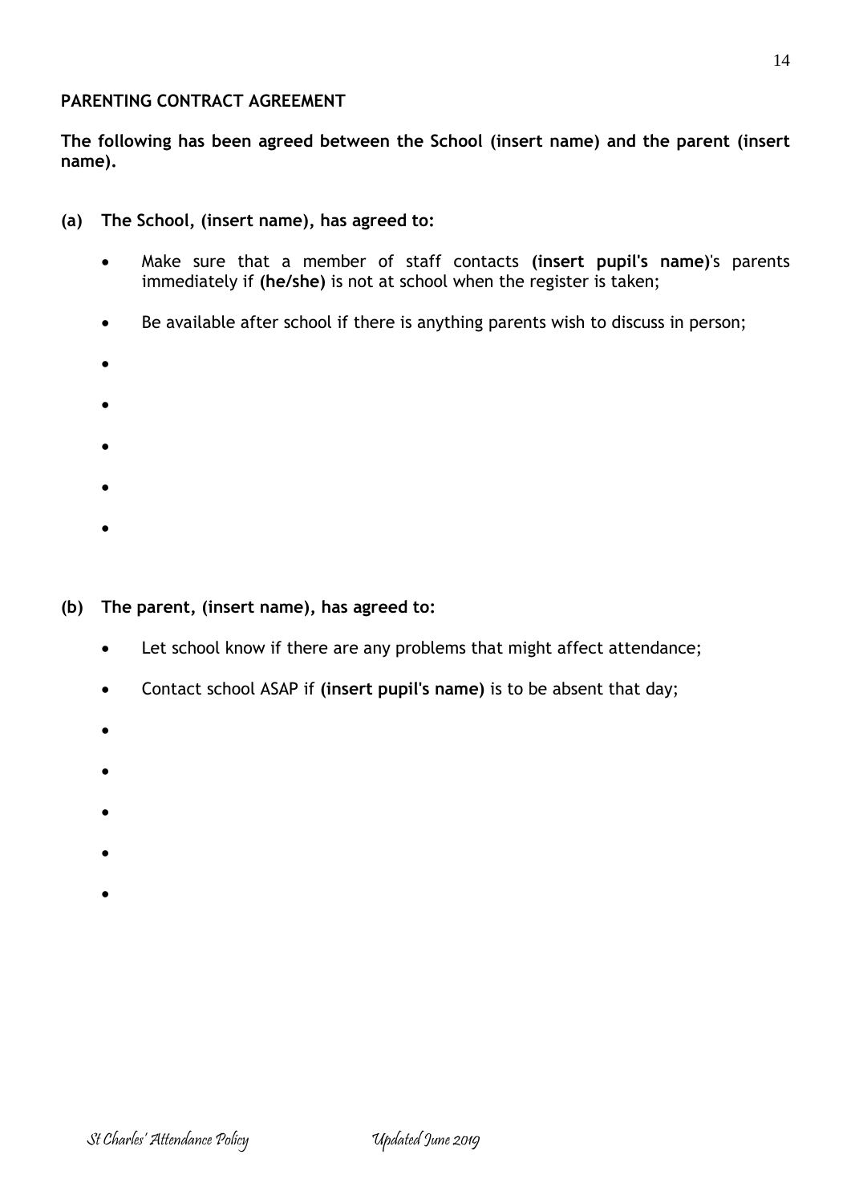**PARENTING CONTRACT AGREEMENT**

**The following has been agreed between the School (insert name) and the parent (insert name).**

**(a) The School, (insert name), has agreed to:**

- Make sure that a member of staff contacts **(insert pupil's name)**'s parents immediately if **(he/she)** is not at school when the register is taken;
- Be available after school if there is anything parents wish to discuss in person;
-
-
-
-
-

**(b) The parent, (insert name), has agreed to:**

- Let school know if there are any problems that might affect attendance;
- Contact school ASAP if **(insert pupil's name)** is to be absent that day;
-
-
-
-
-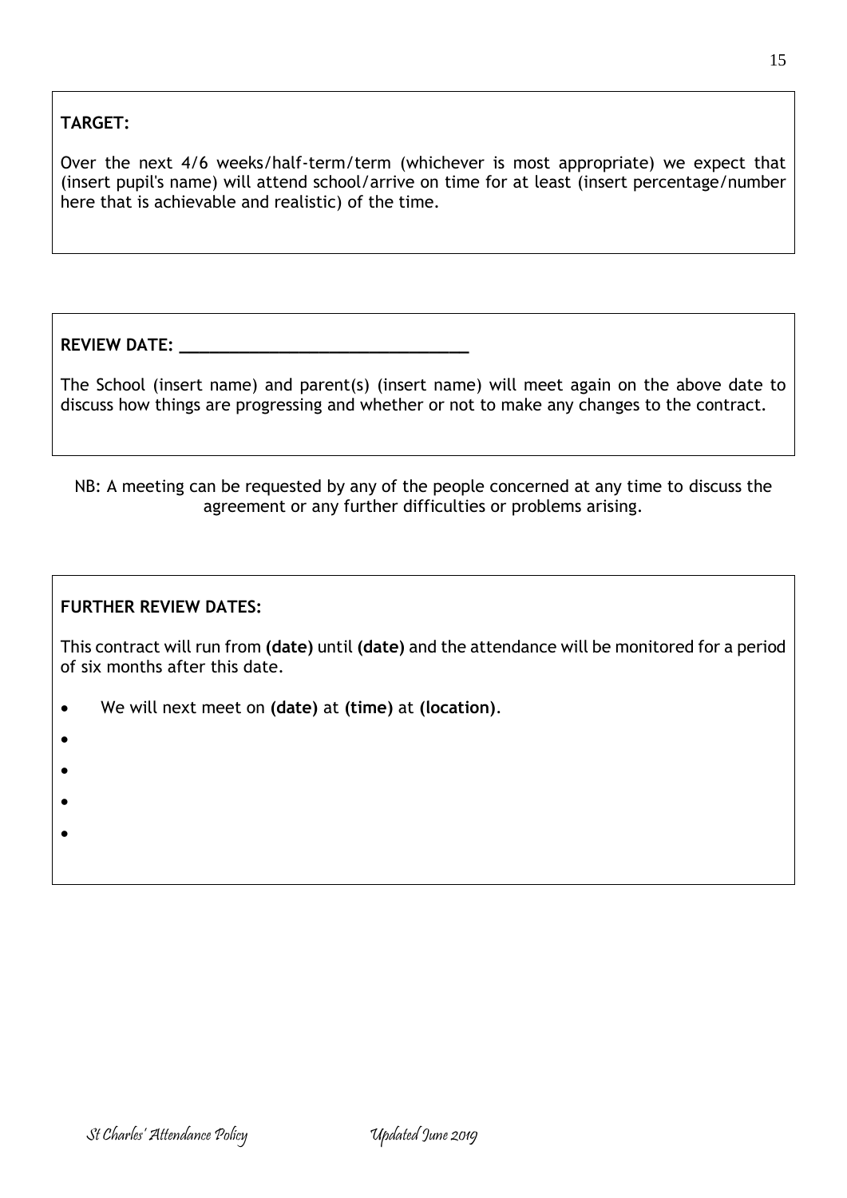**TARGET:**

Over the next 4/6 weeks/half-term/term (whichever is most appropriate) we expect that (insert pupil's name) will attend school/arrive on time for at least (insert percentage/number here that is achievable and realistic) of the time.

**REVIEW DATE: ______________________________**

The School (insert name) and parent(s) (insert name) will meet again on the above date to discuss how things are progressing and whether or not to make any changes to the contract.

NB: A meeting can be requested by any of the people concerned at any time to discuss the agreement or any further difficulties or problems arising.

**FURTHER REVIEW DATES:**

This contract will run from **(date)** until **(date)** and the attendance will be monitored for a period of six months after this date.

- We will next meet on **(date)** at **(time)** at **(location)**.
- 
- 
- 
-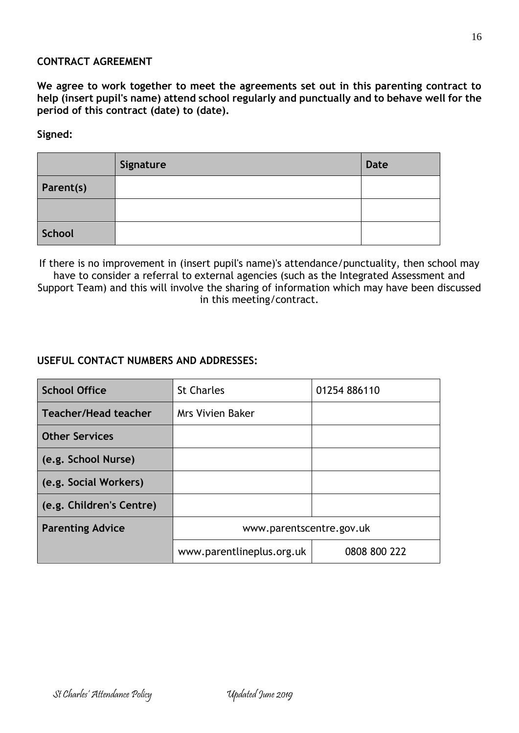**CONTRACT AGREEMENT**

**We agree to work together to meet the agreements set out in this parenting contract to help (insert pupil's name) attend school regularly and punctually and to behave well for the period of this contract (date) to (date).**

**Signed:**

| | Signature | Date |
|---|---|---|
| **Parent(s)** | | |
| | | |
| **School** | | |

If there is no improvement in (insert pupil's name)'s attendance/punctuality, then school may have to consider a referral to external agencies (such as the Integrated Assessment and Support Team) and this will involve the sharing of information which may have been discussed in this meeting/contract.

**USEFUL CONTACT NUMBERS AND ADDRESSES:**

| | | |
|---|---|---|
| **School Office** | St Charles | 01254 886110 |
| **Teacher/Head teacher** | Mrs Vivien Baker | |
| **Other Services** | | |
| **(e.g. School Nurse)** | | |
| **(e.g. Social Workers)** | | |
| **(e.g. Children's Centre)** | | |
| **Parenting Advice** | www.parentscentre.gov.uk | |
| | www.parentlineplus.org.uk | 0808 800 222 |